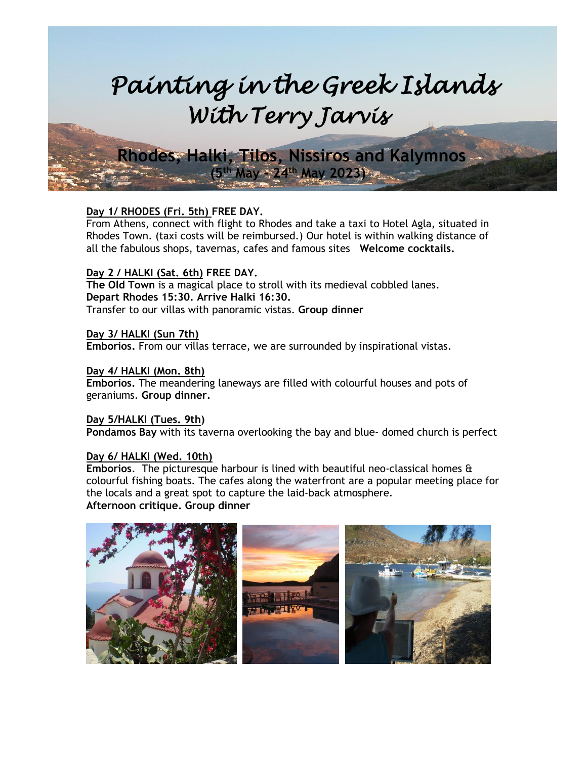# Painting in the Greek Islands
## With Terry Jarvis

### Rhodes, Halki, Tilos, Nissiros and Kalymnos
**(5th May - 24th May 2023)**

**Day 1/ RHODES (Fri. 5th) FREE DAY.**
From Athens, connect with flight to Rhodes and take a taxi to Hotel Agla, situated in Rhodes Town. (taxi costs will be reimbursed.) Our hotel is within walking distance of all the fabulous shops, tavernas, cafes and famous sites **Welcome cocktails.**

**Day 2 / HALKI (Sat. 6th) FREE DAY.**
**The Old Town** is a magical place to stroll with its medieval cobbled lanes.
**Depart Rhodes 15:30. Arrive Halki 16:30.**
Transfer to our villas with panoramic vistas. **Group dinner**

**Day 3/ HALKI (Sun 7th)**
**Emborios.** From our villas terrace, we are surrounded by inspirational vistas.

**Day 4/ HALKI (Mon. 8th)**
**Emborios.** The meandering laneways are filled with colourful houses and pots of geraniums. **Group dinner.**

**Day 5/HALKI (Tues. 9th)**
**Pondamos Bay** with its taverna overlooking the bay and blue- domed church is perfect

**Day 6/ HALKI (Wed. 10th)**
**Emborios**. The picturesque harbour is lined with beautiful neo-classical homes & colourful fishing boats. The cafes along the waterfront are a popular meeting place for the locals and a great spot to capture the laid-back atmosphere.
**Afternoon critique. Group dinner**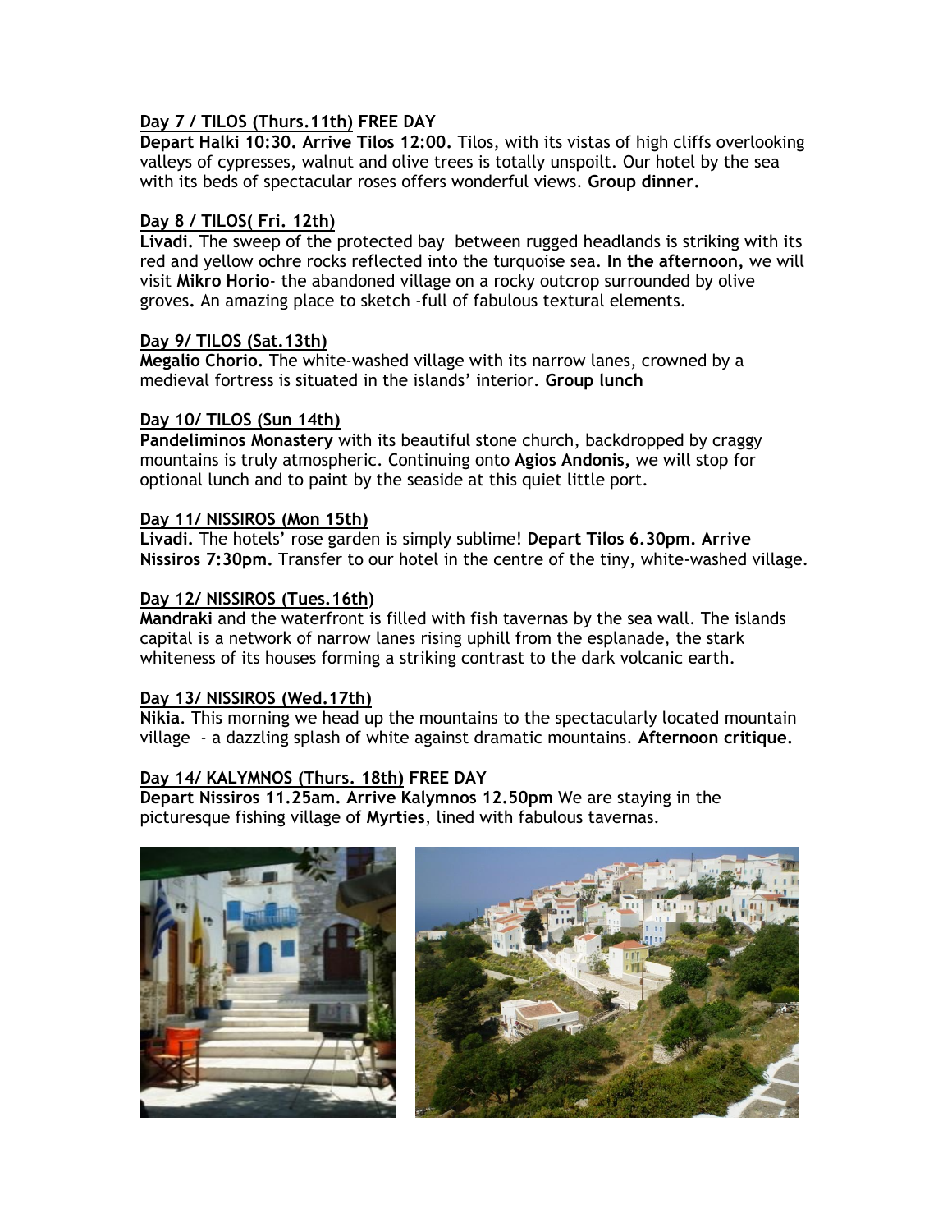**Day 7 / TILOS (Thurs.11th) FREE DAY**
**Depart Halki 10:30. Arrive Tilos 12:00.** Tilos, with its vistas of high cliffs overlooking valleys of cypresses, walnut and olive trees is totally unspoilt. Our hotel by the sea with its beds of spectacular roses offers wonderful views. **Group dinner.**

**Day 8 / TILOS( Fri. 12th)**
**Livadi.** The sweep of the protected bay between rugged headlands is striking with its red and yellow ochre rocks reflected into the turquoise sea. **In the afternoon,** we will visit **Mikro Horio**- the abandoned village on a rocky outcrop surrounded by olive groves**.** An amazing place to sketch -full of fabulous textural elements.

**Day 9/ TILOS (Sat.13th)**
**Megalio Chorio.** The white-washed village with its narrow lanes, crowned by a medieval fortress is situated in the islands' interior. **Group lunch**

**Day 10/ TILOS (Sun 14th)**
**Pandeliminos Monastery** with its beautiful stone church, backdropped by craggy mountains is truly atmospheric. Continuing onto **Agios Andonis,** we will stop for optional lunch and to paint by the seaside at this quiet little port.

**Day 11/ NISSIROS (Mon 15th)**
**Livadi.** The hotels' rose garden is simply sublime! **Depart Tilos 6.30pm. Arrive Nissiros 7:30pm.** Transfer to our hotel in the centre of the tiny, white-washed village.

**Day 12/ NISSIROS (Tues.16th)**
**Mandraki** and the waterfront is filled with fish tavernas by the sea wall. The islands capital is a network of narrow lanes rising uphill from the esplanade, the stark whiteness of its houses forming a striking contrast to the dark volcanic earth.

**Day 13/ NISSIROS (Wed.17th)**
**Nikia**. This morning we head up the mountains to the spectacularly located mountain village - a dazzling splash of white against dramatic mountains. **Afternoon critique.**

**Day 14/ KALYMNOS (Thurs. 18th) FREE DAY**
**Depart Nissiros 11.25am. Arrive Kalymnos 12.50pm** We are staying in the picturesque fishing village of **Myrties**, lined with fabulous tavernas.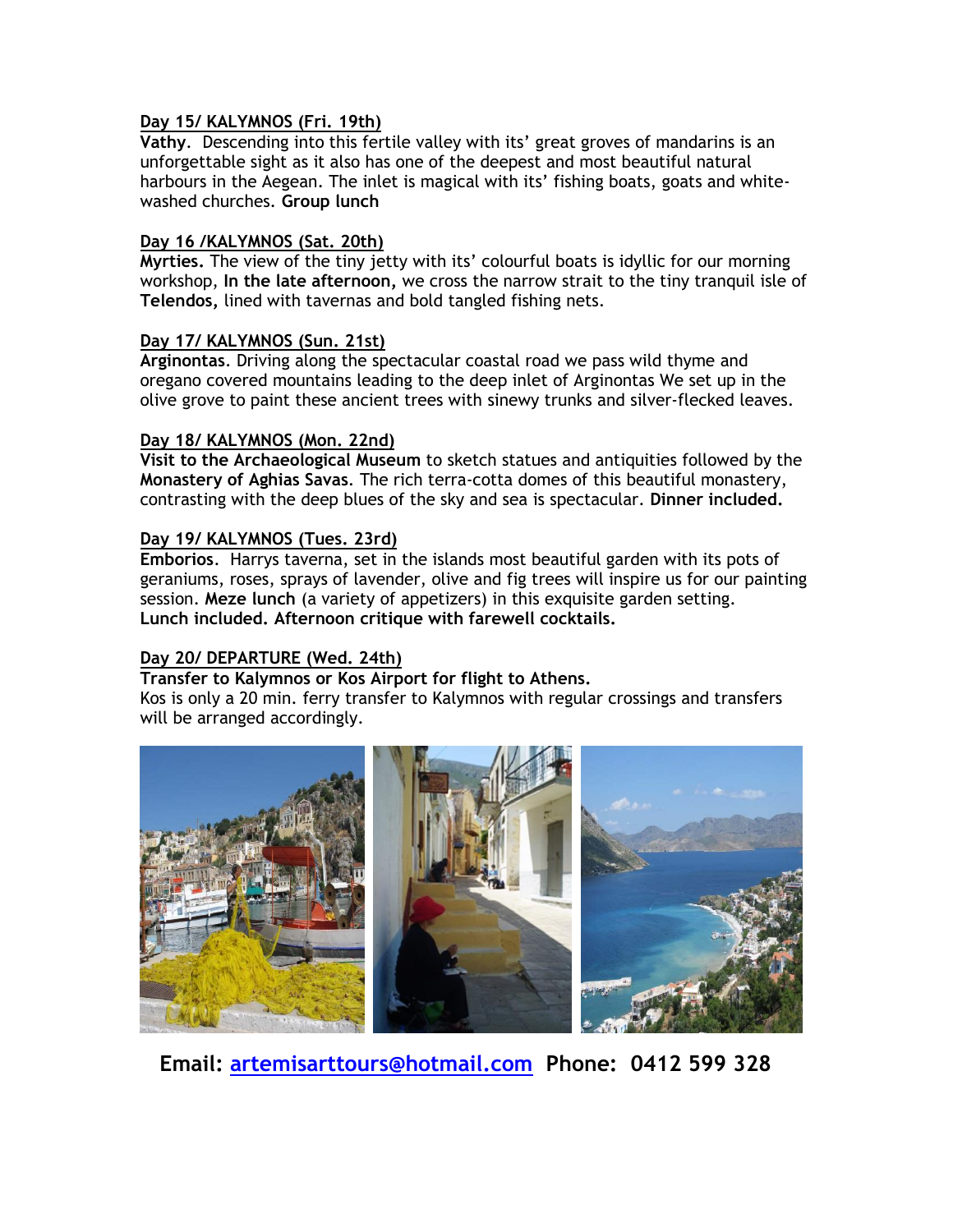**Day 15/ KALYMNOS (Fri. 19th)**

**Vathy**. Descending into this fertile valley with its' great groves of mandarins is an unforgettable sight as it also has one of the deepest and most beautiful natural harbours in the Aegean. The inlet is magical with its' fishing boats, goats and white-washed churches. **Group lunch**

**Day 16 /KALYMNOS (Sat. 20th)**

**Myrties.** The view of the tiny jetty with its' colourful boats is idyllic for our morning workshop, **In the late afternoon,** we cross the narrow strait to the tiny tranquil isle of **Telendos,** lined with tavernas and bold tangled fishing nets.

**Day 17/ KALYMNOS (Sun. 21st)**

**Arginontas**. Driving along the spectacular coastal road we pass wild thyme and oregano covered mountains leading to the deep inlet of Arginontas We set up in the olive grove to paint these ancient trees with sinewy trunks and silver-flecked leaves.

**Day 18/ KALYMNOS (Mon. 22nd)**

**Visit to the Archaeological Museum** to sketch statues and antiquities followed by the **Monastery of Aghias Savas**. The rich terra-cotta domes of this beautiful monastery, contrasting with the deep blues of the sky and sea is spectacular. **Dinner included.**

**Day 19/ KALYMNOS (Tues. 23rd)**

**Emborios**. Harrys taverna, set in the islands most beautiful garden with its pots of geraniums, roses, sprays of lavender, olive and fig trees will inspire us for our painting session. **Meze lunch** (a variety of appetizers) in this exquisite garden setting.
**Lunch included. Afternoon critique with farewell cocktails.**

**Day 20/ DEPARTURE (Wed. 24th)**

**Transfer to Kalymnos or Kos Airport for flight to Athens.**
Kos is only a 20 min. ferry transfer to Kalymnos with regular crossings and transfers will be arranged accordingly.

**Email: artemisarttours@hotmail.com Phone: 0412 599 328**